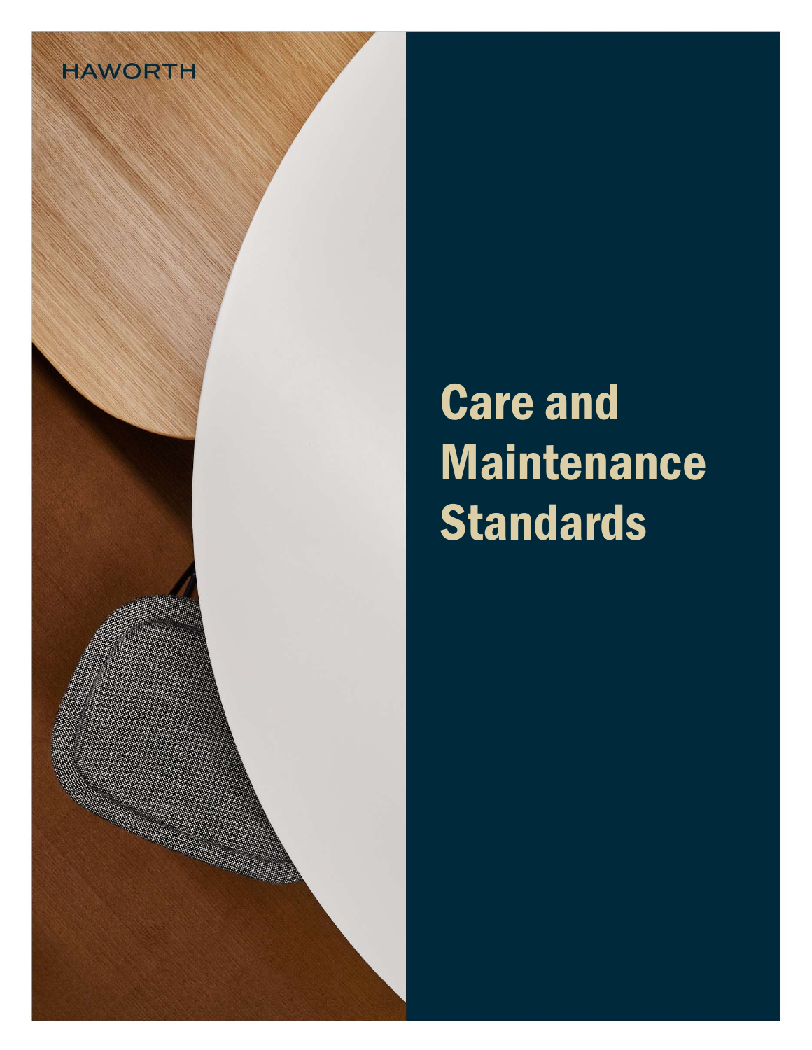HAWORTH

# Care and Maintenance Standards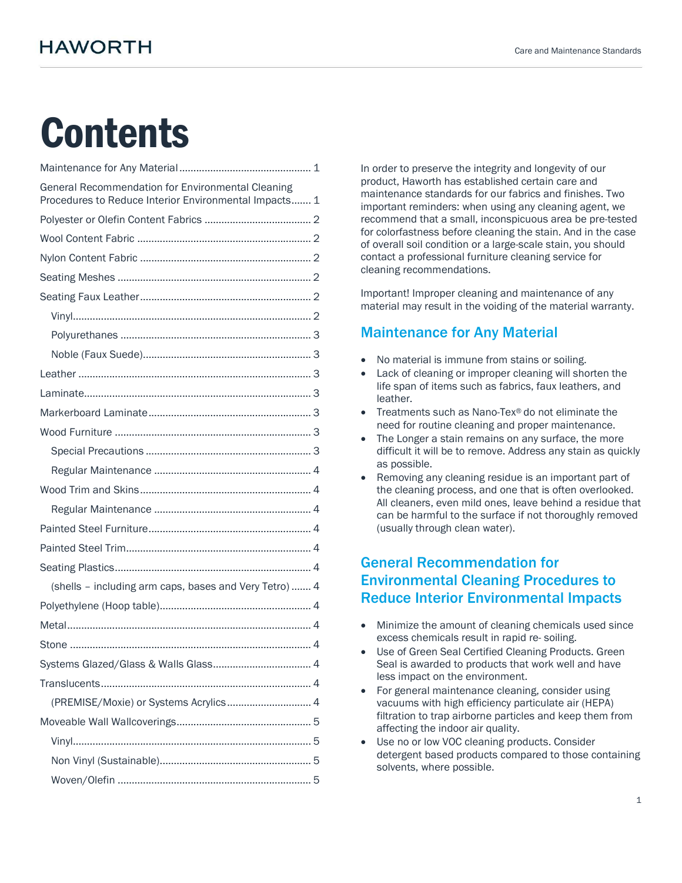# Contents

Maintenance for Any Material ............................................... 1
General Recommendation for Environmental Cleaning Procedures to Reduce Interior Environmental Impacts....... 1
Polyester or Olefin Content Fabrics ...................................... 2
Wool Content Fabric .............................................................. 2
Nylon Content Fabric ............................................................. 2
Seating Meshes ..................................................................... 2
Seating Faux Leather............................................................. 2
- Vinyl..................................................................................... 2
- Polyurethanes ..................................................................... 3
- Noble (Faux Suede)............................................................ 3

Leather .................................................................................... 3
Laminate.................................................................................. 3
Markerboard Laminate........................................................... 3
Wood Furniture ...................................................................... 3
- Special Precautions ........................................................... 3
- Regular Maintenance ........................................................ 4

Wood Trim and Skins............................................................. 4
- Regular Maintenance ........................................................ 4

Painted Steel Furniture.......................................................... 4
Painted Steel Trim.................................................................. 4
Seating Plastics...................................................................... 4
- (shells – including arm caps, bases and Very Tetro) ....... 4

Polyethylene (Hoop table)...................................................... 4
Metal....................................................................................... 4
Stone ...................................................................................... 4
Systems Glazed/Glass & Walls Glass.................................... 4
Translucents........................................................................... 4
- (PREMISE/Moxie) or Systems Acrylics .............................. 4

Moveable Wall Wallcoverings................................................ 5
- Vinyl..................................................................................... 5
- Non Vinyl (Sustainable)...................................................... 5
- Woven/Olefin ..................................................................... 5

In order to preserve the integrity and longevity of our product, Haworth has established certain care and maintenance standards for our fabrics and finishes. Two important reminders: when using any cleaning agent, we recommend that a small, inconspicuous area be pre-tested for colorfastness before cleaning the stain. And in the case of overall soil condition or a large-scale stain, you should contact a professional furniture cleaning service for cleaning recommendations.

Important! Improper cleaning and maintenance of any material may result in the voiding of the material warranty.

## Maintenance for Any Material

- No material is immune from stains or soiling.
- Lack of cleaning or improper cleaning will shorten the life span of items such as fabrics, faux leathers, and leather.
- Treatments such as Nano-Tex® do not eliminate the need for routine cleaning and proper maintenance.
- The Longer a stain remains on any surface, the more difficult it will be to remove. Address any stain as quickly as possible.
- Removing any cleaning residue is an important part of the cleaning process, and one that is often overlooked. All cleaners, even mild ones, leave behind a residue that can be harmful to the surface if not thoroughly removed (usually through clean water).

## General Recommendation for Environmental Cleaning Procedures to Reduce Interior Environmental Impacts

- Minimize the amount of cleaning chemicals used since excess chemicals result in rapid re- soiling.
- Use of Green Seal Certified Cleaning Products. Green Seal is awarded to products that work well and have less impact on the environment.
- For general maintenance cleaning, consider using vacuums with high efficiency particulate air (HEPA) filtration to trap airborne particles and keep them from affecting the indoor air quality.
- Use no or low VOC cleaning products. Consider detergent based products compared to those containing solvents, where possible.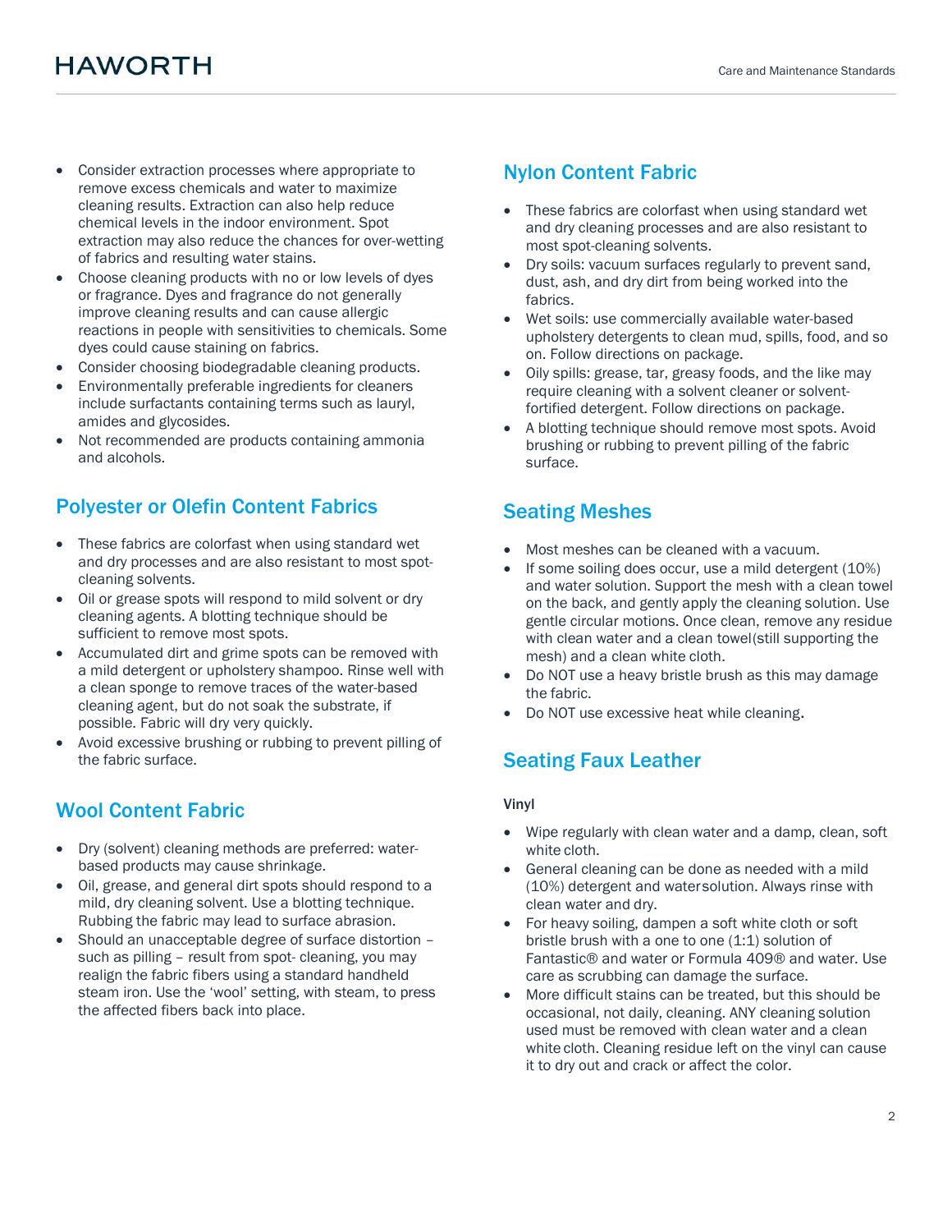- Consider extraction processes where appropriate to remove excess chemicals and water to maximize cleaning results. Extraction can also help reduce chemical levels in the indoor environment. Spot extraction may also reduce the chances for over-wetting of fabrics and resulting water stains.
- Choose cleaning products with no or low levels of dyes or fragrance. Dyes and fragrance do not generally improve cleaning results and can cause allergic reactions in people with sensitivities to chemicals. Some dyes could cause staining on fabrics.
- Consider choosing biodegradable cleaning products.
- Environmentally preferable ingredients for cleaners include surfactants containing terms such as lauryl, amides and glycosides.
- Not recommended are products containing ammonia and alcohols.

## Polyester or Olefin Content Fabrics

- These fabrics are colorfast when using standard wet and dry processes and are also resistant to most spot-cleaning solvents.
- Oil or grease spots will respond to mild solvent or dry cleaning agents. A blotting technique should be sufficient to remove most spots.
- Accumulated dirt and grime spots can be removed with a mild detergent or upholstery shampoo. Rinse well with a clean sponge to remove traces of the water-based cleaning agent, but do not soak the substrate, if possible. Fabric will dry very quickly.
- Avoid excessive brushing or rubbing to prevent pilling of the fabric surface.

## Wool Content Fabric

- Dry (solvent) cleaning methods are preferred: water-based products may cause shrinkage.
- Oil, grease, and general dirt spots should respond to a mild, dry cleaning solvent. Use a blotting technique. Rubbing the fabric may lead to surface abrasion.
- Should an unacceptable degree of surface distortion – such as pilling – result from spot- cleaning, you may realign the fabric fibers using a standard handheld steam iron. Use the 'wool' setting, with steam, to press the affected fibers back into place.

## Nylon Content Fabric

- These fabrics are colorfast when using standard wet and dry cleaning processes and are also resistant to most spot-cleaning solvents.
- Dry soils: vacuum surfaces regularly to prevent sand, dust, ash, and dry dirt from being worked into the fabrics.
- Wet soils: use commercially available water-based upholstery detergents to clean mud, spills, food, and so on. Follow directions on package.
- Oily spills: grease, tar, greasy foods, and the like may require cleaning with a solvent cleaner or solvent-fortified detergent. Follow directions on package.
- A blotting technique should remove most spots. Avoid brushing or rubbing to prevent pilling of the fabric surface.

## Seating Meshes

- Most meshes can be cleaned with a vacuum.
- If some soiling does occur, use a mild detergent (10%) and water solution. Support the mesh with a clean towel on the back, and gently apply the cleaning solution. Use gentle circular motions. Once clean, remove any residue with clean water and a clean towel(still supporting the mesh) and a clean white cloth.
- Do NOT use a heavy bristle brush as this may damage the fabric.
- Do NOT use excessive heat while cleaning.

## Seating Faux Leather

### Vinyl

- Wipe regularly with clean water and a damp, clean, soft white cloth.
- General cleaning can be done as needed with a mild (10%) detergent and water solution. Always rinse with clean water and dry.
- For heavy soiling, dampen a soft white cloth or soft bristle brush with a one to one (1:1) solution of Fantastic® and water or Formula 409® and water. Use care as scrubbing can damage the surface.
- More difficult stains can be treated, but this should be occasional, not daily, cleaning. ANY cleaning solution used must be removed with clean water and a clean white cloth. Cleaning residue left on the vinyl can cause it to dry out and crack or affect the color.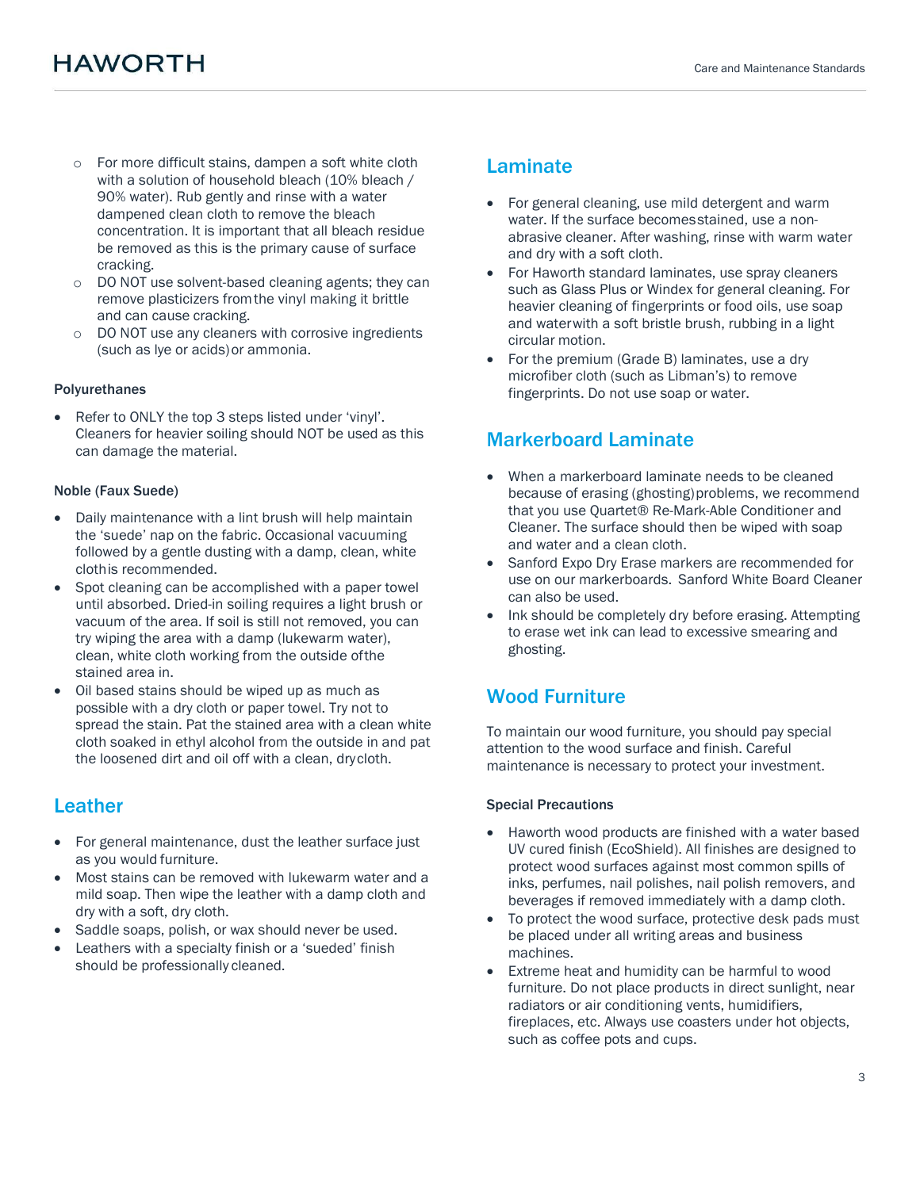- For more difficult stains, dampen a soft white cloth with a solution of household bleach (10% bleach / 90% water). Rub gently and rinse with a water dampened clean cloth to remove the bleach concentration. It is important that all bleach residue be removed as this is the primary cause of surface cracking.
- DO NOT use solvent-based cleaning agents; they can remove plasticizers from the vinyl making it brittle and can cause cracking.
- DO NOT use any cleaners with corrosive ingredients (such as lye or acids) or ammonia.

#### Polyurethanes

- Refer to ONLY the top 3 steps listed under 'vinyl'. Cleaners for heavier soiling should NOT be used as this can damage the material.

#### Noble (Faux Suede)

- Daily maintenance with a lint brush will help maintain the 'suede' nap on the fabric. Occasional vacuuming followed by a gentle dusting with a damp, clean, white cloth is recommended.
- Spot cleaning can be accomplished with a paper towel until absorbed. Dried-in soiling requires a light brush or vacuum of the area. If soil is still not removed, you can try wiping the area with a damp (lukewarm water), clean, white cloth working from the outside of the stained area in.
- Oil based stains should be wiped up as much as possible with a dry cloth or paper towel. Try not to spread the stain. Pat the stained area with a clean white cloth soaked in ethyl alcohol from the outside in and pat the loosened dirt and oil off with a clean, dry cloth.

## Leather

- For general maintenance, dust the leather surface just as you would furniture.
- Most stains can be removed with lukewarm water and a mild soap. Then wipe the leather with a damp cloth and dry with a soft, dry cloth.
- Saddle soaps, polish, or wax should never be used.
- Leathers with a specialty finish or a 'sueded' finish should be professionally cleaned.

## Laminate

- For general cleaning, use mild detergent and warm water. If the surface becomes stained, use a non-abrasive cleaner. After washing, rinse with warm water and dry with a soft cloth.
- For Haworth standard laminates, use spray cleaners such as Glass Plus or Windex for general cleaning. For heavier cleaning of fingerprints or food oils, use soap and water with a soft bristle brush, rubbing in a light circular motion.
- For the premium (Grade B) laminates, use a dry microfiber cloth (such as Libman's) to remove fingerprints. Do not use soap or water.

## Markerboard Laminate

- When a markerboard laminate needs to be cleaned because of erasing (ghosting) problems, we recommend that you use Quartet® Re-Mark-Able Conditioner and Cleaner. The surface should then be wiped with soap and water and a clean cloth.
- Sanford Expo Dry Erase markers are recommended for use on our markerboards. Sanford White Board Cleaner can also be used.
- Ink should be completely dry before erasing. Attempting to erase wet ink can lead to excessive smearing and ghosting.

## Wood Furniture

To maintain our wood furniture, you should pay special attention to the wood surface and finish. Careful maintenance is necessary to protect your investment.

#### Special Precautions

- Haworth wood products are finished with a water based UV cured finish (EcoShield). All finishes are designed to protect wood surfaces against most common spills of inks, perfumes, nail polishes, nail polish removers, and beverages if removed immediately with a damp cloth.
- To protect the wood surface, protective desk pads must be placed under all writing areas and business machines.
- Extreme heat and humidity can be harmful to wood furniture. Do not place products in direct sunlight, near radiators or air conditioning vents, humidifiers, fireplaces, etc. Always use coasters under hot objects, such as coffee pots and cups.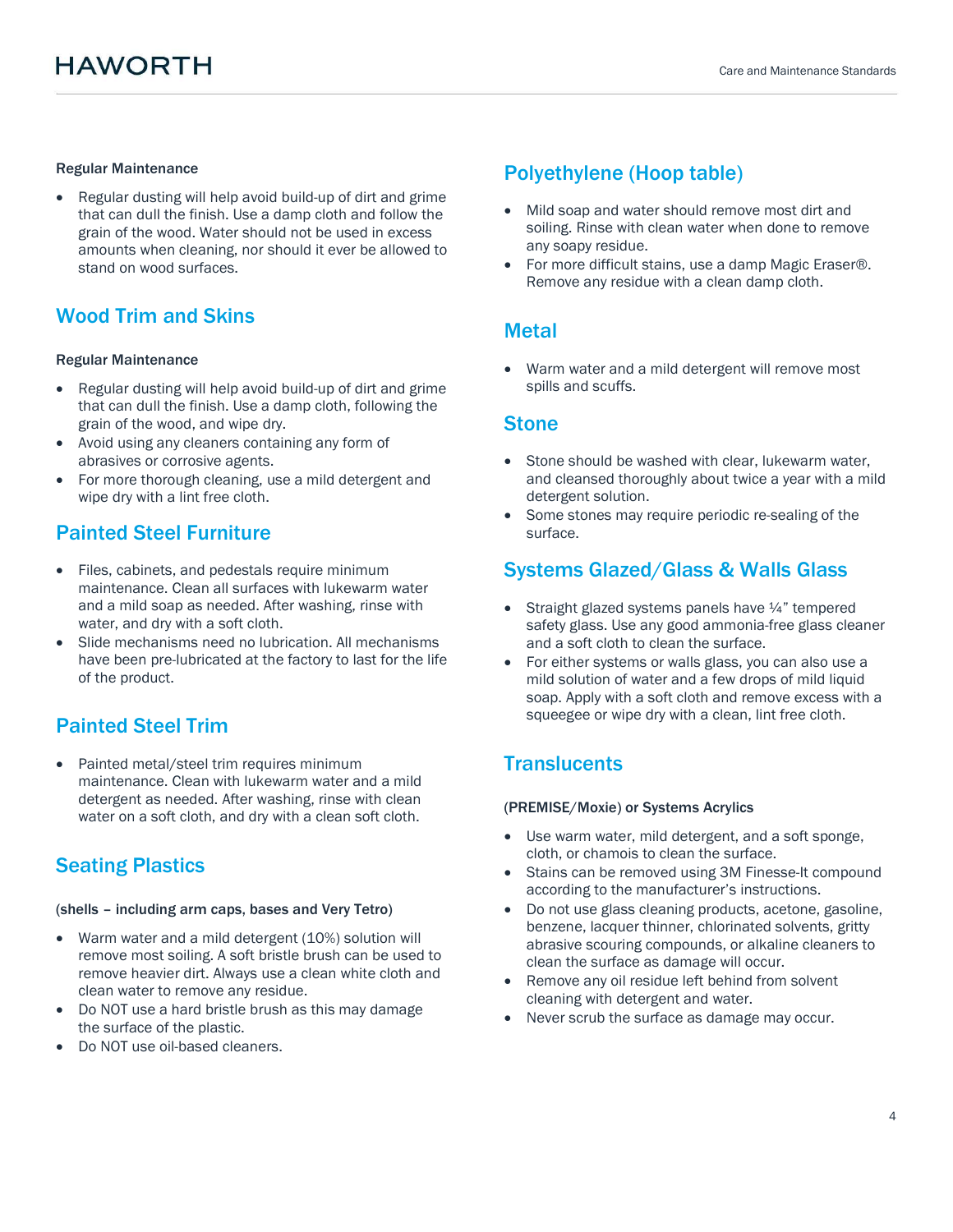#### Regular Maintenance

- Regular dusting will help avoid build-up of dirt and grime that can dull the finish. Use a damp cloth and follow the grain of the wood. Water should not be used in excess amounts when cleaning, nor should it ever be allowed to stand on wood surfaces.

## Wood Trim and Skins

#### Regular Maintenance

- Regular dusting will help avoid build-up of dirt and grime that can dull the finish. Use a damp cloth, following the grain of the wood, and wipe dry.
- Avoid using any cleaners containing any form of abrasives or corrosive agents.
- For more thorough cleaning, use a mild detergent and wipe dry with a lint free cloth.

## Painted Steel Furniture

- Files, cabinets, and pedestals require minimum maintenance. Clean all surfaces with lukewarm water and a mild soap as needed. After washing, rinse with water, and dry with a soft cloth.
- Slide mechanisms need no lubrication. All mechanisms have been pre-lubricated at the factory to last for the life of the product.

## Painted Steel Trim

- Painted metal/steel trim requires minimum maintenance. Clean with lukewarm water and a mild detergent as needed. After washing, rinse with clean water on a soft cloth, and dry with a clean soft cloth.

## Seating Plastics

#### (shells – including arm caps, bases and Very Tetro)

- Warm water and a mild detergent (10%) solution will remove most soiling. A soft bristle brush can be used to remove heavier dirt. Always use a clean white cloth and clean water to remove any residue.
- Do NOT use a hard bristle brush as this may damage the surface of the plastic.
- Do NOT use oil-based cleaners.

## Polyethylene (Hoop table)

- Mild soap and water should remove most dirt and soiling. Rinse with clean water when done to remove any soapy residue.
- For more difficult stains, use a damp Magic Eraser®. Remove any residue with a clean damp cloth.

## Metal

- Warm water and a mild detergent will remove most spills and scuffs.

## Stone

- Stone should be washed with clear, lukewarm water, and cleansed thoroughly about twice a year with a mild detergent solution.
- Some stones may require periodic re-sealing of the surface.

## Systems Glazed/Glass & Walls Glass

- Straight glazed systems panels have ¼” tempered safety glass. Use any good ammonia-free glass cleaner and a soft cloth to clean the surface.
- For either systems or walls glass, you can also use a mild solution of water and a few drops of mild liquid soap. Apply with a soft cloth and remove excess with a squeegee or wipe dry with a clean, lint free cloth.

## Translucents

#### (PREMISE/Moxie) or Systems Acrylics

- Use warm water, mild detergent, and a soft sponge, cloth, or chamois to clean the surface.
- Stains can be removed using 3M Finesse-It compound according to the manufacturer’s instructions.
- Do not use glass cleaning products, acetone, gasoline, benzene, lacquer thinner, chlorinated solvents, gritty abrasive scouring compounds, or alkaline cleaners to clean the surface as damage will occur.
- Remove any oil residue left behind from solvent cleaning with detergent and water.
- Never scrub the surface as damage may occur.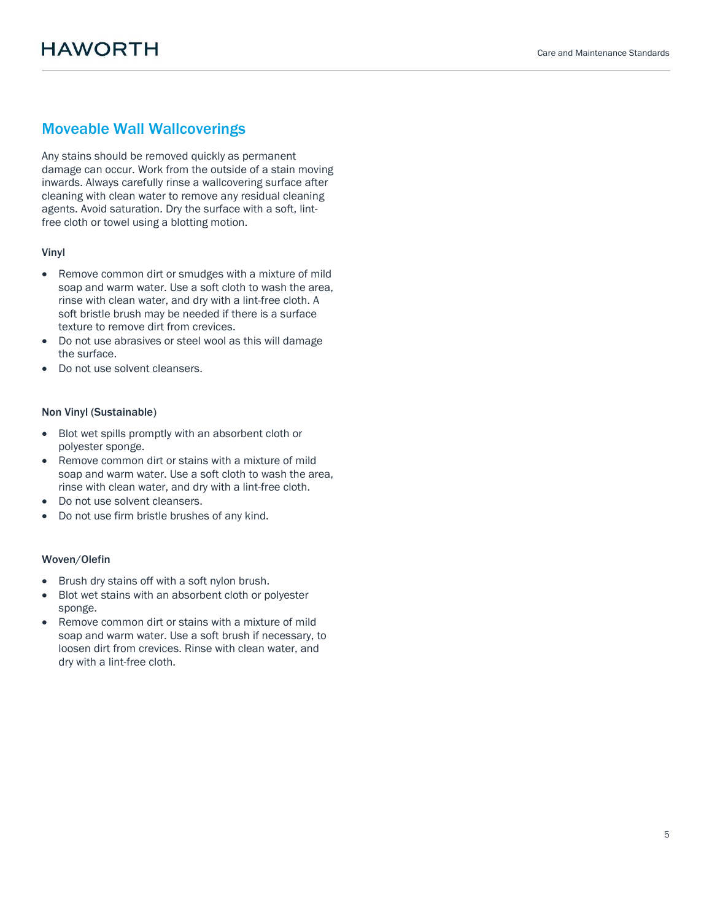## Moveable Wall Wallcoverings

Any stains should be removed quickly as permanent damage can occur. Work from the outside of a stain moving inwards. Always carefully rinse a wallcovering surface after cleaning with clean water to remove any residual cleaning agents. Avoid saturation. Dry the surface with a soft, lint-free cloth or towel using a blotting motion.

### Vinyl

- Remove common dirt or smudges with a mixture of mild soap and warm water. Use a soft cloth to wash the area, rinse with clean water, and dry with a lint-free cloth. A soft bristle brush may be needed if there is a surface texture to remove dirt from crevices.
- Do not use abrasives or steel wool as this will damage the surface.
- Do not use solvent cleansers.

### Non Vinyl (Sustainable)

- Blot wet spills promptly with an absorbent cloth or polyester sponge.
- Remove common dirt or stains with a mixture of mild soap and warm water. Use a soft cloth to wash the area, rinse with clean water, and dry with a lint-free cloth.
- Do not use solvent cleansers.
- Do not use firm bristle brushes of any kind.

### Woven/Olefin

- Brush dry stains off with a soft nylon brush.
- Blot wet stains with an absorbent cloth or polyester sponge.
- Remove common dirt or stains with a mixture of mild soap and warm water. Use a soft brush if necessary, to loosen dirt from crevices. Rinse with clean water, and dry with a lint-free cloth.